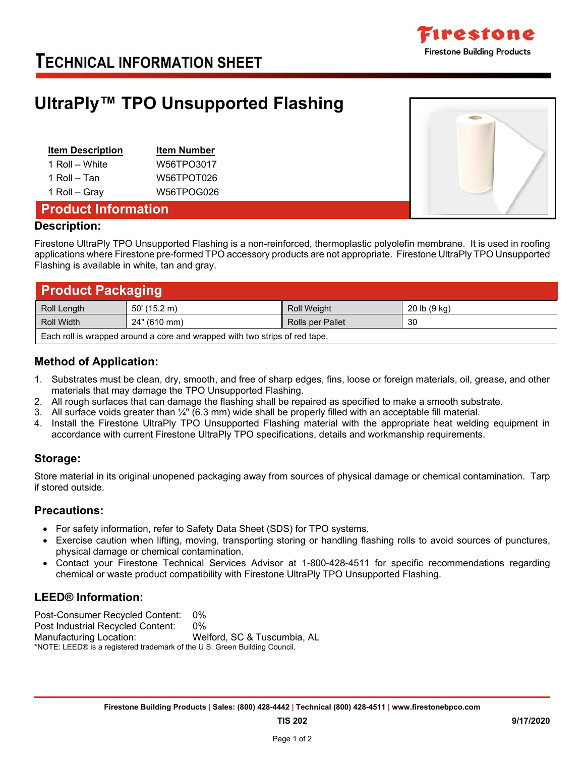# TECHNICAL INFORMATION SHEET

Firestone Building Products

## UltraPly™ TPO Unsupported Flashing

| Item Description | Item Number |
|---|---|
| 1 Roll – White | W56TPO3017 |
| 1 Roll – Tan | W56TPOT026 |
| 1 Roll – Gray | W56TPOG026 |

## Product Information

### Description:

Firestone UltraPly TPO Unsupported Flashing is a non-reinforced, thermoplastic polyolefin membrane. It is used in roofing applications where Firestone pre-formed TPO accessory products are not appropriate. Firestone UltraPly TPO Unsupported Flashing is available in white, tan and gray.

## Product Packaging

| Roll Length | 50' (15.2 m) | Roll Weight | 20 lb (9 kg) |
|---|---|---|---|
| Roll Width | 24" (610 mm) | Rolls per Pallet | 30 |
| Each roll is wrapped around a core and wrapped with two strips of red tape. | | | |

### Method of Application:

1. Substrates must be clean, dry, smooth, and free of sharp edges, fins, loose or foreign materials, oil, grease, and other materials that may damage the TPO Unsupported Flashing.
2. All rough surfaces that can damage the flashing shall be repaired as specified to make a smooth substrate.
3. All surface voids greater than ¼" (6.3 mm) wide shall be properly filled with an acceptable fill material.
4. Install the Firestone UltraPly TPO Unsupported Flashing material with the appropriate heat welding equipment in accordance with current Firestone UltraPly TPO specifications, details and workmanship requirements.

### Storage:

Store material in its original unopened packaging away from sources of physical damage or chemical contamination. Tarp if stored outside.

### Precautions:

- For safety information, refer to Safety Data Sheet (SDS) for TPO systems.
- Exercise caution when lifting, moving, transporting storing or handling flashing rolls to avoid sources of punctures, physical damage or chemical contamination.
- Contact your Firestone Technical Services Advisor at 1-800-428-4511 for specific recommendations regarding chemical or waste product compatibility with Firestone UltraPly TPO Unsupported Flashing.

### LEED® Information:

Post-Consumer Recycled Content: 0%
Post Industrial Recycled Content: 0%
Manufacturing Location: Welford, SC & Tuscumbia, AL

*NOTE: LEED® is a registered trademark of the U.S. Green Building Council.

Firestone Building Products | Sales: (800) 428-4442 | Technical (800) 428-4511 | www.firestonebpco.com

TIS 202 9/17/2020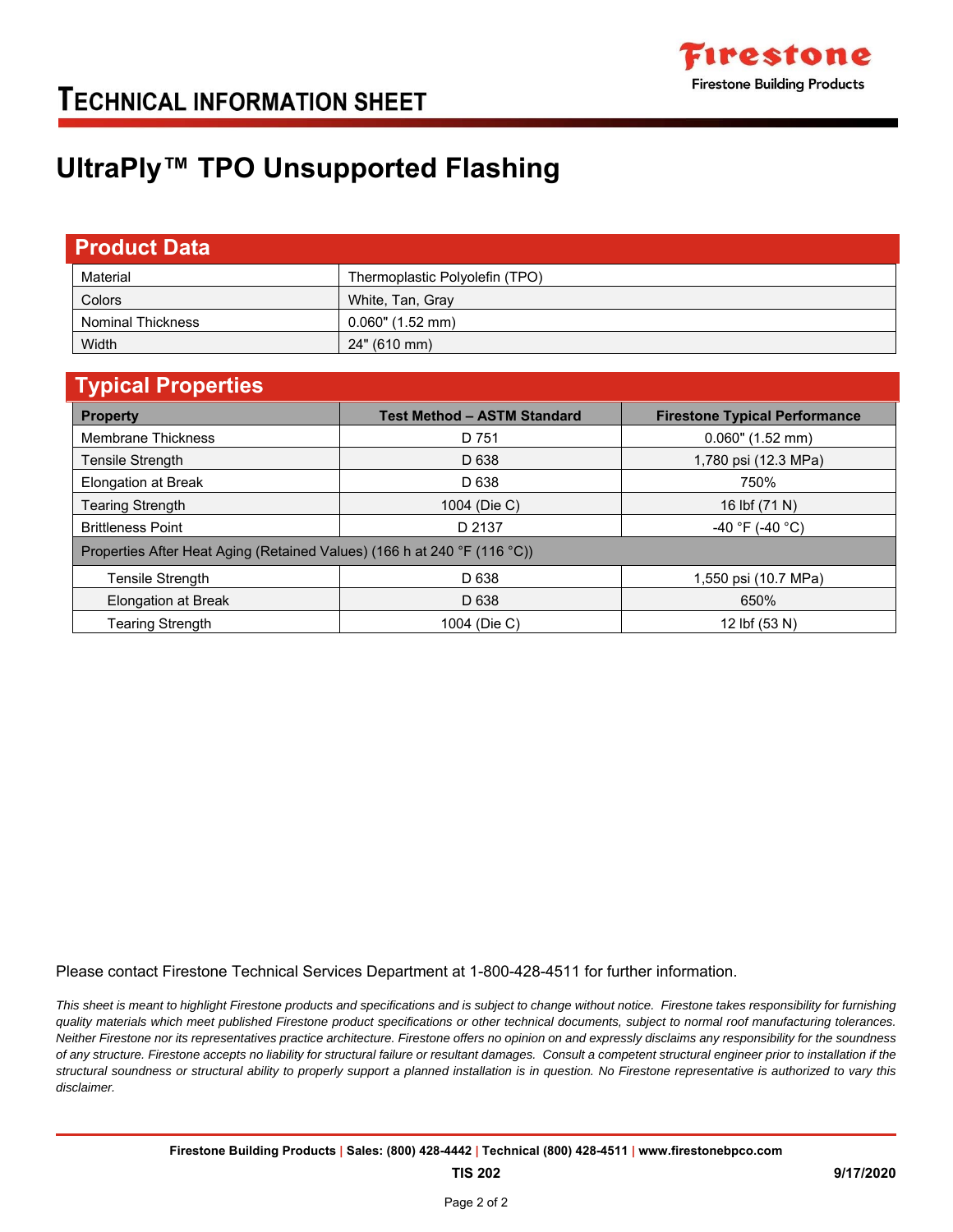# TECHNICAL INFORMATION SHEET

# UltraPly™ TPO Unsupported Flashing

## Product Data

| | |
|---|---|
| Material | Thermoplastic Polyolefin (TPO) |
| Colors | White, Tan, Gray |
| Nominal Thickness | 0.060" (1.52 mm) |
| Width | 24" (610 mm) |

## Typical Properties

| Property | Test Method – ASTM Standard | Firestone Typical Performance |
|---|---|---|
| Membrane Thickness | D 751 | 0.060" (1.52 mm) |
| Tensile Strength | D 638 | 1,780 psi (12.3 MPa) |
| Elongation at Break | D 638 | 750% |
| Tearing Strength | 1004 (Die C) | 16 lbf (71 N) |
| Brittleness Point | D 2137 | -40 °F (-40 °C) |
| Properties After Heat Aging (Retained Values) (166 h at 240 °F (116 °C)) | | |
| Tensile Strength | D 638 | 1,550 psi (10.7 MPa) |
| Elongation at Break | D 638 | 650% |
| Tearing Strength | 1004 (Die C) | 12 lbf (53 N) |

Please contact Firestone Technical Services Department at 1-800-428-4511 for further information.

*This sheet is meant to highlight Firestone products and specifications and is subject to change without notice. Firestone takes responsibility for furnishing quality materials which meet published Firestone product specifications or other technical documents, subject to normal roof manufacturing tolerances. Neither Firestone nor its representatives practice architecture. Firestone offers no opinion on and expressly disclaims any responsibility for the soundness of any structure. Firestone accepts no liability for structural failure or resultant damages. Consult a competent structural engineer prior to installation if the structural soundness or structural ability to properly support a planned installation is in question. No Firestone representative is authorized to vary this disclaimer.*

**Firestone Building Products | Sales: (800) 428-4442 | Technical (800) 428-4511 | www.firestonebpco.com**

**TIS 202** **9/17/2020**